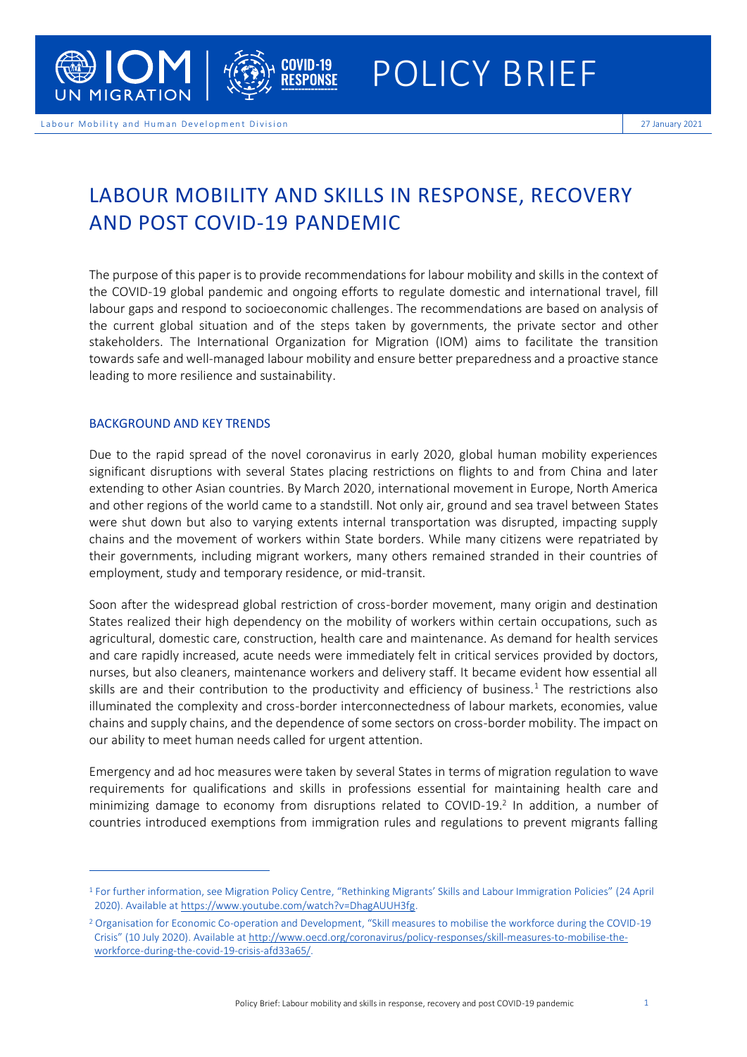# POLICY BRIEF

Labour Mobility and Human Development Division

27 January 2021

## LABOUR MOBILITY AND SKILLS IN RESPONSE, RECOVERY AND POST COVID-19 PANDEMIC

The purpose of this paper is to provide recommendations for labour mobility and skills in the context of the COVID-19 global pandemic and ongoing efforts to regulate domestic and international travel, fill labour gaps and respond to socioeconomic challenges. The recommendations are based on analysis of the current global situation and of the steps taken by governments, the private sector and other stakeholders. The International Organization for Migration (IOM) aims to facilitate the transition towards safe and well-managed labour mobility and ensure better preparedness and a proactive stance leading to more resilience and sustainability.

### BACKGROUND AND KEY TRENDS

Due to the rapid spread of the novel coronavirus in early 2020, global human mobility experiences significant disruptions with several States placing restrictions on flights to and from China and later extending to other Asian countries. By March 2020, international movement in Europe, North America and other regions of the world came to a standstill. Not only air, ground and sea travel between States were shut down but also to varying extents internal transportation was disrupted, impacting supply chains and the movement of workers within State borders. While many citizens were repatriated by their governments, including migrant workers, many others remained stranded in their countries of employment, study and temporary residence, or mid-transit.

Soon after the widespread global restriction of cross-border movement, many origin and destination States realized their high dependency on the mobility of workers within certain occupations, such as agricultural, domestic care, construction, health care and maintenance. As demand for health services and care rapidly increased, acute needs were immediately felt in critical services provided by doctors, nurses, but also cleaners, maintenance workers and delivery staff. It became evident how essential all skills are and their contribution to the productivity and efficiency of business.[1] The restrictions also illuminated the complexity and cross-border interconnectedness of labour markets, economies, value chains and supply chains, and the dependence of some sectors on cross-border mobility. The impact on our ability to meet human needs called for urgent attention.

Emergency and ad hoc measures were taken by several States in terms of migration regulation to wave requirements for qualifications and skills in professions essential for maintaining health care and minimizing damage to economy from disruptions related to COVID-19.[2] In addition, a number of countries introduced exemptions from immigration rules and regulations to prevent migrants falling

---

[1] For further information, see Migration Policy Centre, "Rethinking Migrants' Skills and Labour Immigration Policies" (24 April 2020). Available at https://www.youtube.com/watch?v=DhagAUUH3fg.

[2] Organisation for Economic Co-operation and Development, "Skill measures to mobilise the workforce during the COVID-19 Crisis" (10 July 2020). Available at http://www.oecd.org/coronavirus/policy-responses/skill-measures-to-mobilise-the-workforce-during-the-covid-19-crisis-afd33a65/.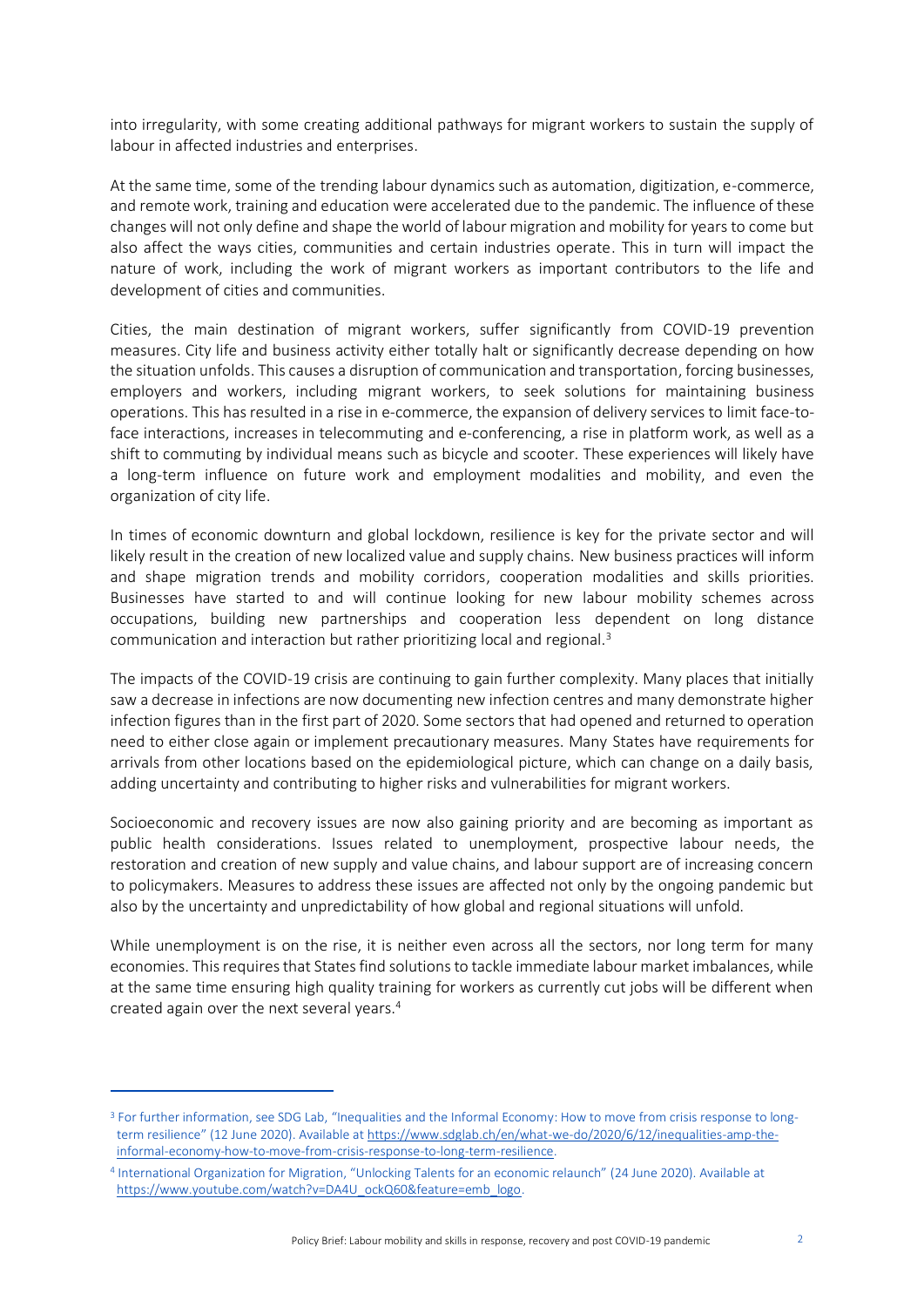into irregularity, with some creating additional pathways for migrant workers to sustain the supply of labour in affected industries and enterprises.

At the same time, some of the trending labour dynamics such as automation, digitization, e-commerce, and remote work, training and education were accelerated due to the pandemic. The influence of these changes will not only define and shape the world of labour migration and mobility for years to come but also affect the ways cities, communities and certain industries operate. This in turn will impact the nature of work, including the work of migrant workers as important contributors to the life and development of cities and communities.

Cities, the main destination of migrant workers, suffer significantly from COVID-19 prevention measures. City life and business activity either totally halt or significantly decrease depending on how the situation unfolds. This causes a disruption of communication and transportation, forcing businesses, employers and workers, including migrant workers, to seek solutions for maintaining business operations. This has resulted in a rise in e-commerce, the expansion of delivery services to limit face-to-face interactions, increases in telecommuting and e-conferencing, a rise in platform work, as well as a shift to commuting by individual means such as bicycle and scooter. These experiences will likely have a long-term influence on future work and employment modalities and mobility, and even the organization of city life.

In times of economic downturn and global lockdown, resilience is key for the private sector and will likely result in the creation of new localized value and supply chains. New business practices will inform and shape migration trends and mobility corridors, cooperation modalities and skills priorities. Businesses have started to and will continue looking for new labour mobility schemes across occupations, building new partnerships and cooperation less dependent on long distance communication and interaction but rather prioritizing local and regional.[3]

The impacts of the COVID-19 crisis are continuing to gain further complexity. Many places that initially saw a decrease in infections are now documenting new infection centres and many demonstrate higher infection figures than in the first part of 2020. Some sectors that had opened and returned to operation need to either close again or implement precautionary measures. Many States have requirements for arrivals from other locations based on the epidemiological picture, which can change on a daily basis, adding uncertainty and contributing to higher risks and vulnerabilities for migrant workers.

Socioeconomic and recovery issues are now also gaining priority and are becoming as important as public health considerations. Issues related to unemployment, prospective labour needs, the restoration and creation of new supply and value chains, and labour support are of increasing concern to policymakers. Measures to address these issues are affected not only by the ongoing pandemic but also by the uncertainty and unpredictability of how global and regional situations will unfold.

While unemployment is on the rise, it is neither even across all the sectors, nor long term for many economies. This requires that States find solutions to tackle immediate labour market imbalances, while at the same time ensuring high quality training for workers as currently cut jobs will be different when created again over the next several years.[4]

---

[3] For further information, see SDG Lab, "Inequalities and the Informal Economy: How to move from crisis response to long-term resilience" (12 June 2020). Available at https://www.sdglab.ch/en/what-we-do/2020/6/12/inequalities-amp-the-informal-economy-how-to-move-from-crisis-response-to-long-term-resilience.

[4] International Organization for Migration, "Unlocking Talents for an economic relaunch" (24 June 2020). Available at https://www.youtube.com/watch?v=DA4U_ockQ60&feature=emb_logo.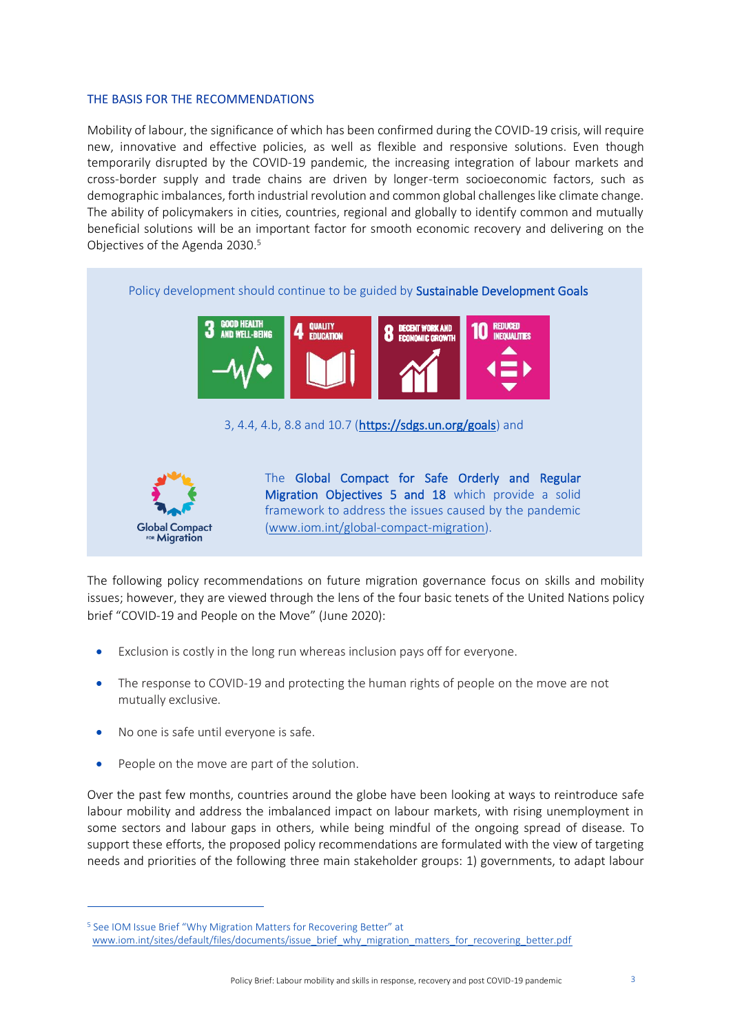## THE BASIS FOR THE RECOMMENDATIONS

Mobility of labour, the significance of which has been confirmed during the COVID-19 crisis, will require new, innovative and effective policies, as well as flexible and responsive solutions. Even though temporarily disrupted by the COVID-19 pandemic, the increasing integration of labour markets and cross-border supply and trade chains are driven by longer-term socioeconomic factors, such as demographic imbalances, forth industrial revolution and common global challenges like climate change. The ability of policymakers in cities, countries, regional and globally to identify common and mutually beneficial solutions will be an important factor for smooth economic recovery and delivering on the Objectives of the Agenda 2030.[5]

Policy development should continue to be guided by **Sustainable Development Goals**

3 GOOD HEALTH AND WELL-BEING | 4 QUALITY EDUCATION | 8 DECENT WORK AND ECONOMIC GROWTH | 10 REDUCED INEQUALITIES

3, 4.4, 4.b, 8.8 and 10.7 (https://sdgs.un.org/goals) and

Global Compact for Migration

The **Global Compact for Safe Orderly and Regular Migration Objectives 5 and 18** which provide a solid framework to address the issues caused by the pandemic (www.iom.int/global-compact-migration).

The following policy recommendations on future migration governance focus on skills and mobility issues; however, they are viewed through the lens of the four basic tenets of the United Nations policy brief "COVID-19 and People on the Move" (June 2020):

- Exclusion is costly in the long run whereas inclusion pays off for everyone.
- The response to COVID-19 and protecting the human rights of people on the move are not mutually exclusive.
- No one is safe until everyone is safe.
- People on the move are part of the solution.

Over the past few months, countries around the globe have been looking at ways to reintroduce safe labour mobility and address the imbalanced impact on labour markets, with rising unemployment in some sectors and labour gaps in others, while being mindful of the ongoing spread of disease. To support these efforts, the proposed policy recommendations are formulated with the view of targeting needs and priorities of the following three main stakeholder groups: 1) governments, to adapt labour

---

[5] See IOM Issue Brief "Why Migration Matters for Recovering Better" at www.iom.int/sites/default/files/documents/issue_brief_why_migration_matters_for_recovering_better.pdf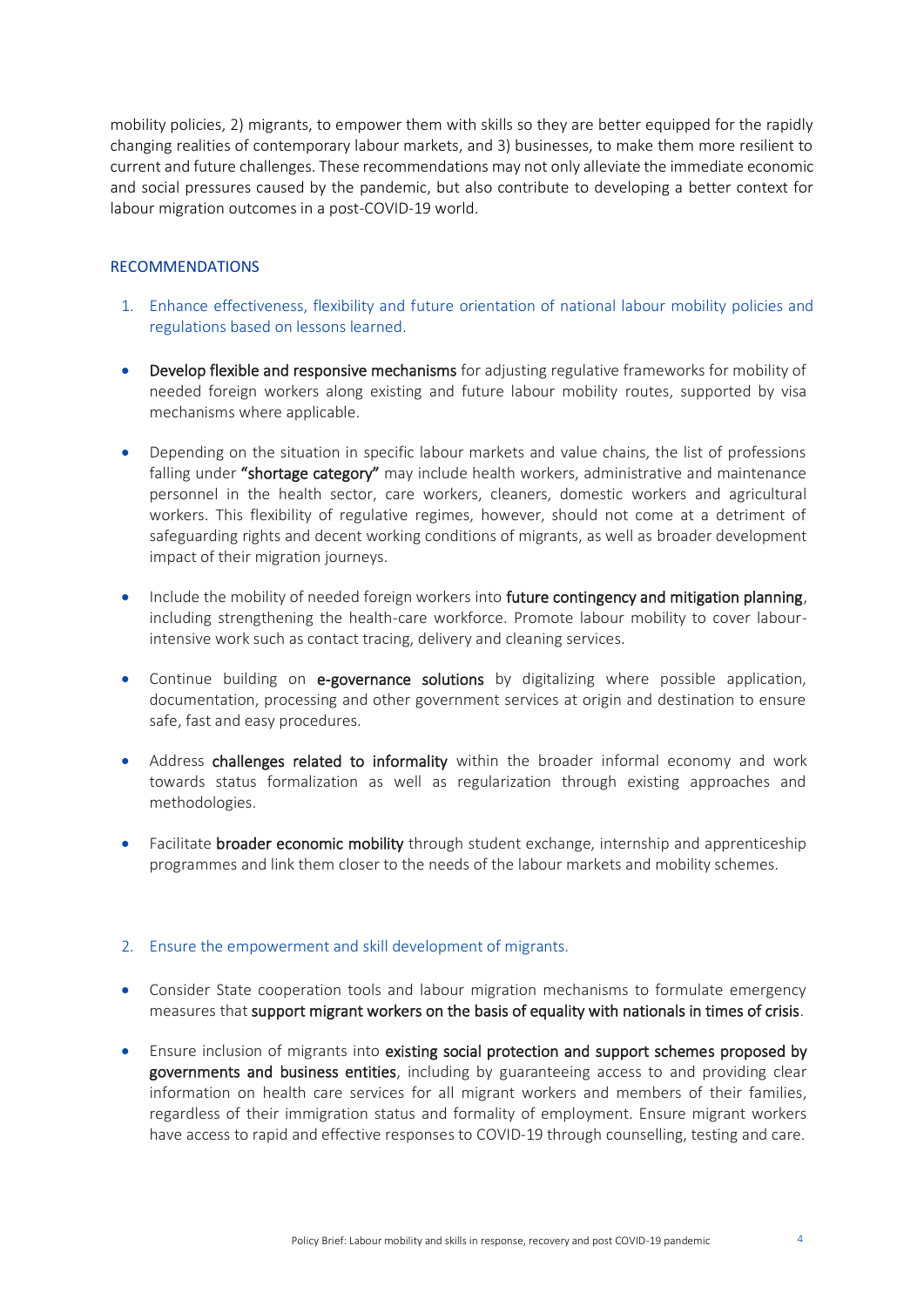mobility policies, 2) migrants, to empower them with skills so they are better equipped for the rapidly changing realities of contemporary labour markets, and 3) businesses, to make them more resilient to current and future challenges. These recommendations may not only alleviate the immediate economic and social pressures caused by the pandemic, but also contribute to developing a better context for labour migration outcomes in a post-COVID-19 world.

## RECOMMENDATIONS

### 1. Enhance effectiveness, flexibility and future orientation of national labour mobility policies and regulations based on lessons learned.

- **Develop flexible and responsive mechanisms** for adjusting regulative frameworks for mobility of needed foreign workers along existing and future labour mobility routes, supported by visa mechanisms where applicable.
- Depending on the situation in specific labour markets and value chains, the list of professions falling under **"shortage category"** may include health workers, administrative and maintenance personnel in the health sector, care workers, cleaners, domestic workers and agricultural workers. This flexibility of regulative regimes, however, should not come at a detriment of safeguarding rights and decent working conditions of migrants, as well as broader development impact of their migration journeys.
- Include the mobility of needed foreign workers into **future contingency and mitigation planning**, including strengthening the health-care workforce. Promote labour mobility to cover labour-intensive work such as contact tracing, delivery and cleaning services.
- Continue building on **e-governance solutions** by digitalizing where possible application, documentation, processing and other government services at origin and destination to ensure safe, fast and easy procedures.
- Address **challenges related to informality** within the broader informal economy and work towards status formalization as well as regularization through existing approaches and methodologies.
- Facilitate **broader economic mobility** through student exchange, internship and apprenticeship programmes and link them closer to the needs of the labour markets and mobility schemes.

### 2. Ensure the empowerment and skill development of migrants.

- Consider State cooperation tools and labour migration mechanisms to formulate emergency measures that **support migrant workers on the basis of equality with nationals in times of crisis**.
- Ensure inclusion of migrants into **existing social protection and support schemes proposed by governments and business entities**, including by guaranteeing access to and providing clear information on health care services for all migrant workers and members of their families, regardless of their immigration status and formality of employment. Ensure migrant workers have access to rapid and effective responses to COVID-19 through counselling, testing and care.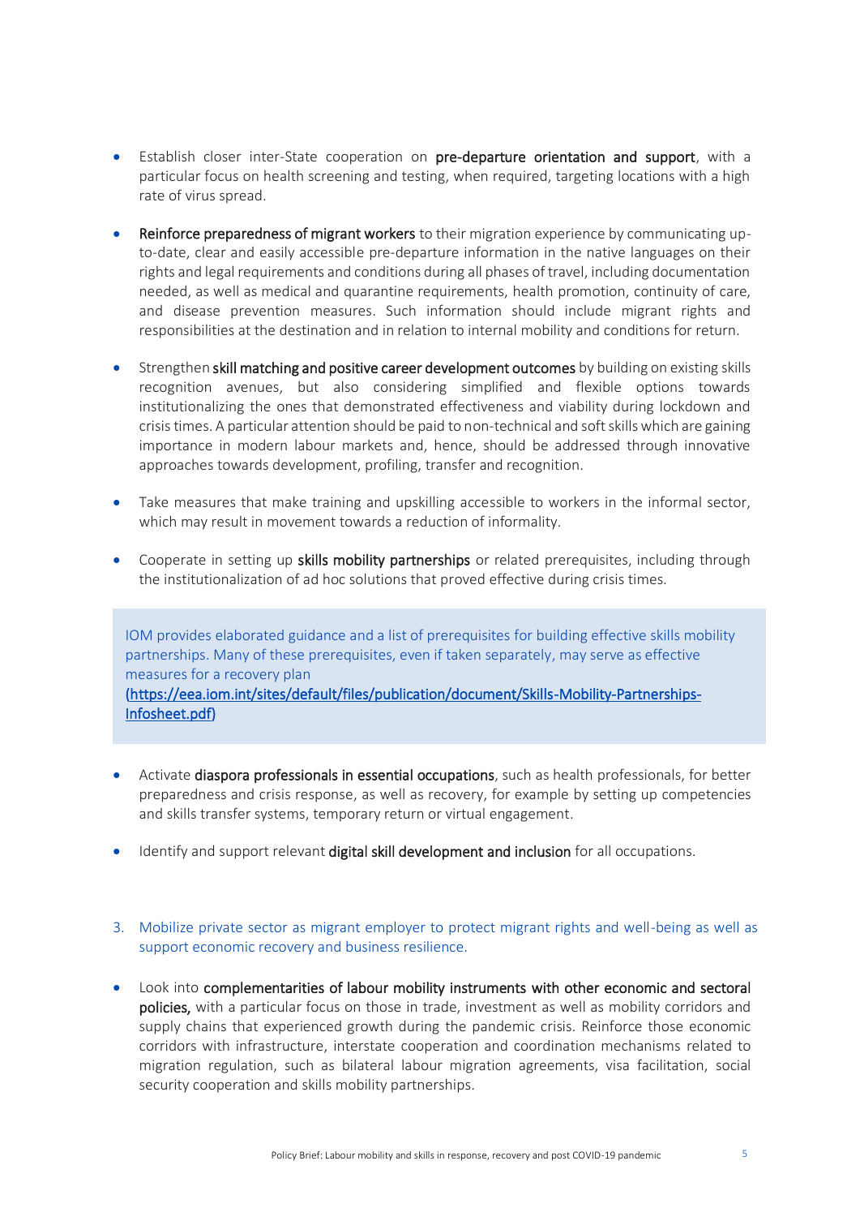- Establish closer inter-State cooperation on **pre-departure orientation and support**, with a particular focus on health screening and testing, when required, targeting locations with a high rate of virus spread.

- **Reinforce preparedness of migrant workers** to their migration experience by communicating up-to-date, clear and easily accessible pre-departure information in the native languages on their rights and legal requirements and conditions during all phases of travel, including documentation needed, as well as medical and quarantine requirements, health promotion, continuity of care, and disease prevention measures. Such information should include migrant rights and responsibilities at the destination and in relation to internal mobility and conditions for return.

- Strengthen **skill matching and positive career development outcomes** by building on existing skills recognition avenues, but also considering simplified and flexible options towards institutionalizing the ones that demonstrated effectiveness and viability during lockdown and crisis times. A particular attention should be paid to non-technical and soft skills which are gaining importance in modern labour markets and, hence, should be addressed through innovative approaches towards development, profiling, transfer and recognition.

- Take measures that make training and upskilling accessible to workers in the informal sector, which may result in movement towards a reduction of informality.

- Cooperate in setting up **skills mobility partnerships** or related prerequisites, including through the institutionalization of ad hoc solutions that proved effective during crisis times.

> IOM provides elaborated guidance and a list of prerequisites for building effective skills mobility partnerships. Many of these prerequisites, even if taken separately, may serve as effective measures for a recovery plan
> (https://eea.iom.int/sites/default/files/publication/document/Skills-Mobility-Partnerships-Infosheet.pdf)

- Activate **diaspora professionals in essential occupations**, such as health professionals, for better preparedness and crisis response, as well as recovery, for example by setting up competencies and skills transfer systems, temporary return or virtual engagement.

- Identify and support relevant **digital skill development and inclusion** for all occupations.

3. Mobilize private sector as migrant employer to protect migrant rights and well-being as well as support economic recovery and business resilience.

- Look into **complementarities of labour mobility instruments with other economic and sectoral policies,** with a particular focus on those in trade, investment as well as mobility corridors and supply chains that experienced growth during the pandemic crisis. Reinforce those economic corridors with infrastructure, interstate cooperation and coordination mechanisms related to migration regulation, such as bilateral labour migration agreements, visa facilitation, social security cooperation and skills mobility partnerships.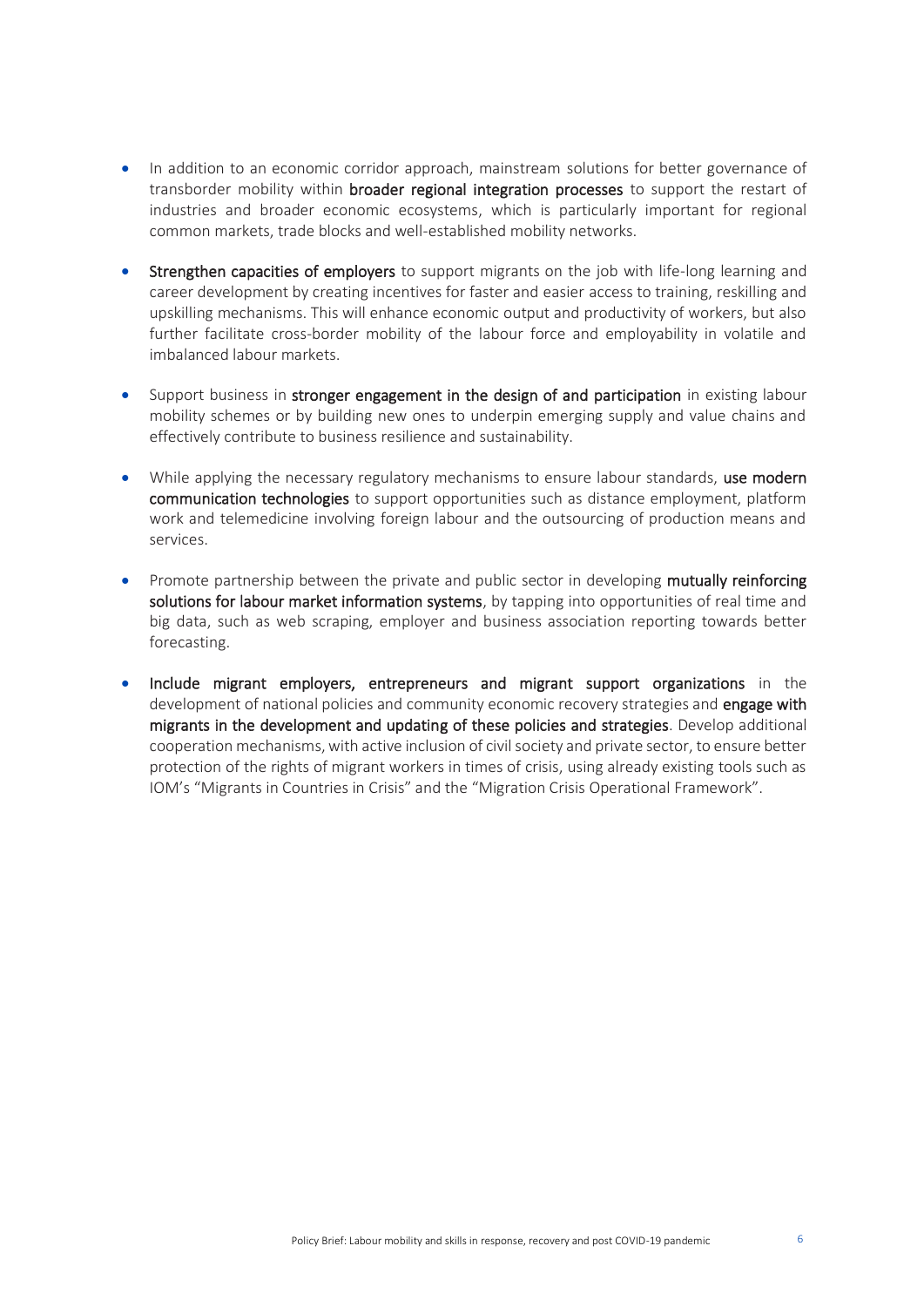- In addition to an economic corridor approach, mainstream solutions for better governance of transborder mobility within **broader regional integration processes** to support the restart of industries and broader economic ecosystems, which is particularly important for regional common markets, trade blocks and well-established mobility networks.

- **Strengthen capacities of employers** to support migrants on the job with life-long learning and career development by creating incentives for faster and easier access to training, reskilling and upskilling mechanisms. This will enhance economic output and productivity of workers, but also further facilitate cross-border mobility of the labour force and employability in volatile and imbalanced labour markets.

- Support business in **stronger engagement in the design of and participation** in existing labour mobility schemes or by building new ones to underpin emerging supply and value chains and effectively contribute to business resilience and sustainability.

- While applying the necessary regulatory mechanisms to ensure labour standards, **use modern communication technologies** to support opportunities such as distance employment, platform work and telemedicine involving foreign labour and the outsourcing of production means and services.

- Promote partnership between the private and public sector in developing **mutually reinforcing solutions for labour market information systems**, by tapping into opportunities of real time and big data, such as web scraping, employer and business association reporting towards better forecasting.

- **Include migrant employers, entrepreneurs and migrant support organizations** in the development of national policies and community economic recovery strategies and **engage with migrants in the development and updating of these policies and strategies**. Develop additional cooperation mechanisms, with active inclusion of civil society and private sector, to ensure better protection of the rights of migrant workers in times of crisis, using already existing tools such as IOM's "Migrants in Countries in Crisis" and the "Migration Crisis Operational Framework".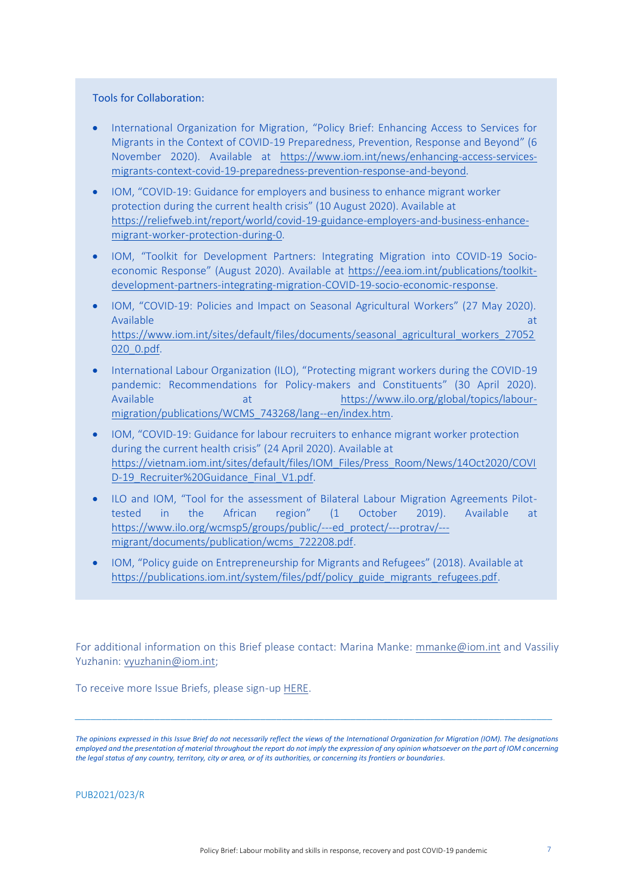Tools for Collaboration:

- International Organization for Migration, "Policy Brief: Enhancing Access to Services for Migrants in the Context of COVID-19 Preparedness, Prevention, Response and Beyond" (6 November 2020). Available at https://www.iom.int/news/enhancing-access-services-migrants-context-covid-19-preparedness-prevention-response-and-beyond.
- IOM, "COVID-19: Guidance for employers and business to enhance migrant worker protection during the current health crisis" (10 August 2020). Available at https://reliefweb.int/report/world/covid-19-guidance-employers-and-business-enhance-migrant-worker-protection-during-0.
- IOM, "Toolkit for Development Partners: Integrating Migration into COVID-19 Socio-economic Response" (August 2020). Available at https://eea.iom.int/publications/toolkit-development-partners-integrating-migration-COVID-19-socio-economic-response.
- IOM, "COVID-19: Policies and Impact on Seasonal Agricultural Workers" (27 May 2020). Available at https://www.iom.int/sites/default/files/documents/seasonal_agricultural_workers_27052020_0.pdf.
- International Labour Organization (ILO), "Protecting migrant workers during the COVID-19 pandemic: Recommendations for Policy-makers and Constituents" (30 April 2020). Available at https://www.ilo.org/global/topics/labour-migration/publications/WCMS_743268/lang--en/index.htm.
- IOM, "COVID-19: Guidance for labour recruiters to enhance migrant worker protection during the current health crisis" (24 April 2020). Available at https://vietnam.iom.int/sites/default/files/IOM_Files/Press_Room/News/14Oct2020/COVID-19_Recruiter%20Guidance_Final_V1.pdf.
- ILO and IOM, "Tool for the assessment of Bilateral Labour Migration Agreements Pilot-tested in the African region" (1 October 2019). Available at https://www.ilo.org/wcmsp5/groups/public/---ed_protect/---protrav/---migrant/documents/publication/wcms_722208.pdf.
- IOM, "Policy guide on Entrepreneurship for Migrants and Refugees" (2018). Available at https://publications.iom.int/system/files/pdf/policy_guide_migrants_refugees.pdf.

For additional information on this Brief please contact: Marina Manke: mmanke@iom.int and Vassiliy Yuzhanin: vyuzhanin@iom.int;

To receive more Issue Briefs, please sign-up HERE.

---

*The opinions expressed in this Issue Brief do not necessarily reflect the views of the International Organization for Migration (IOM). The designations employed and the presentation of material throughout the report do not imply the expression of any opinion whatsoever on the part of IOM concerning the legal status of any country, territory, city or area, or of its authorities, or concerning its frontiers or boundaries.*

PUB2021/023/R